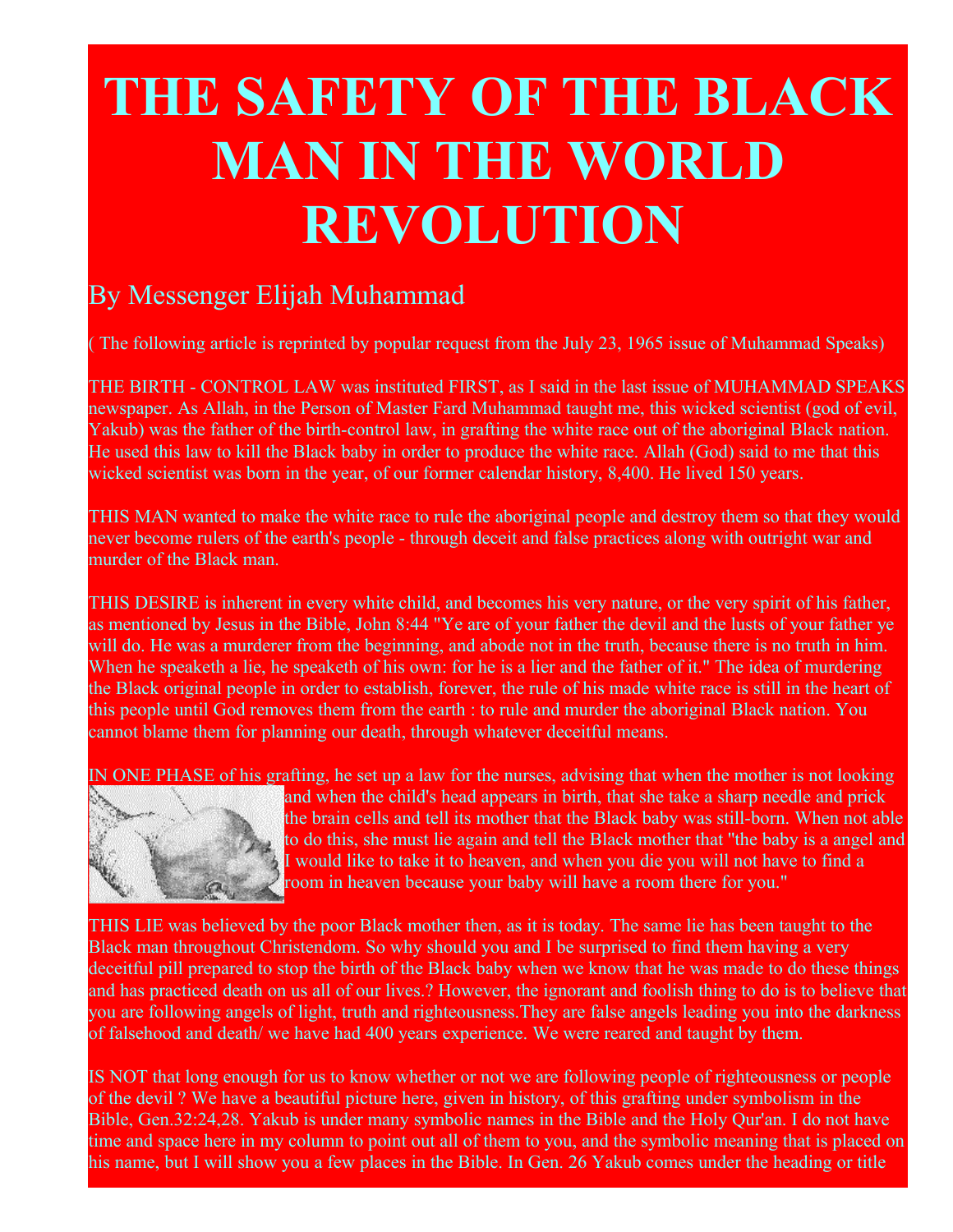# THE SAFETY OF THE BLACK MAN IN THE WORLD REVOLUTION

## By Messenger Elijah Muhammad

( The following article is reprinted by popular request from the July 23, 1965 issue of Muhammad Speaks)

THE BIRTH - CONTROL LAW was instituted FIRST, as I said in the last issue of MUHAMMAD SPEAKS newspaper. As Allah, in the Person of Master Fard Muhammad taught me, this wicked scientist (god of evil, Yakub) was the father of the birth-control law, in grafting the white race out of the aboriginal Black nation. He used this law to kill the Black baby in order to produce the white race. Allah (God) said to me that this wicked scientist was born in the year, of our former calendar history, 8,400. He lived 150 years.

THIS MAN wanted to make the white race to rule the aboriginal people and destroy them so that they would never become rulers of the earth's people - through deceit and false practices along with outright war and murder of the Black man.

THIS DESIRE is inherent in every white child, and becomes his very nature, or the very spirit of his father, as mentioned by Jesus in the Bible, John 8:44 "Ye are of your father the devil and the lusts of your father ye will do. He was a murderer from the beginning, and abode not in the truth, because there is no truth in him. When he speaketh a lie, he speaketh of his own: for he is a lier and the father of it." The idea of murdering the Black original people in order to establish, forever, the rule of his made white race is still in the heart of this people until God removes them from the earth : to rule and murder the aboriginal Black nation. You cannot blame them for planning our death, through whatever deceitful means.

IN ONE PHASE of his grafting, he set up a law for the nurses, advising that when the mother is not looking and when the child's head appears in birth, that she take a sharp needle and prick the brain cells and tell its mother that the Black baby was still-born. When not able to do this, she must lie again and tell the Black mother that "the baby is a angel and I would like to take it to heaven, and when you die you will not have to find a room in heaven because your baby will have a room there for you."

THIS LIE was believed by the poor Black mother then, as it is today. The same lie has been taught to the Black man throughout Christendom. So why should you and I be surprised to find them having a very deceitful pill prepared to stop the birth of the Black baby when we know that he was made to do these things and has practiced death on us all of our lives.? However, the ignorant and foolish thing to do is to believe that you are following angels of light, truth and righteousness.They are false angels leading you into the darkness of falsehood and death/ we have had 400 years experience. We were reared and taught by them.

IS NOT that long enough for us to know whether or not we are following people of righteousness or people of the devil ? We have a beautiful picture here, given in history, of this grafting under symbolism in the Bible, Gen.32:24,28. Yakub is under many symbolic names in the Bible and the Holy Qur'an. I do not have time and space here in my column to point out all of them to you, and the symbolic meaning that is placed on his name, but I will show you a few places in the Bible. In Gen. 26 Yakub comes under the heading or title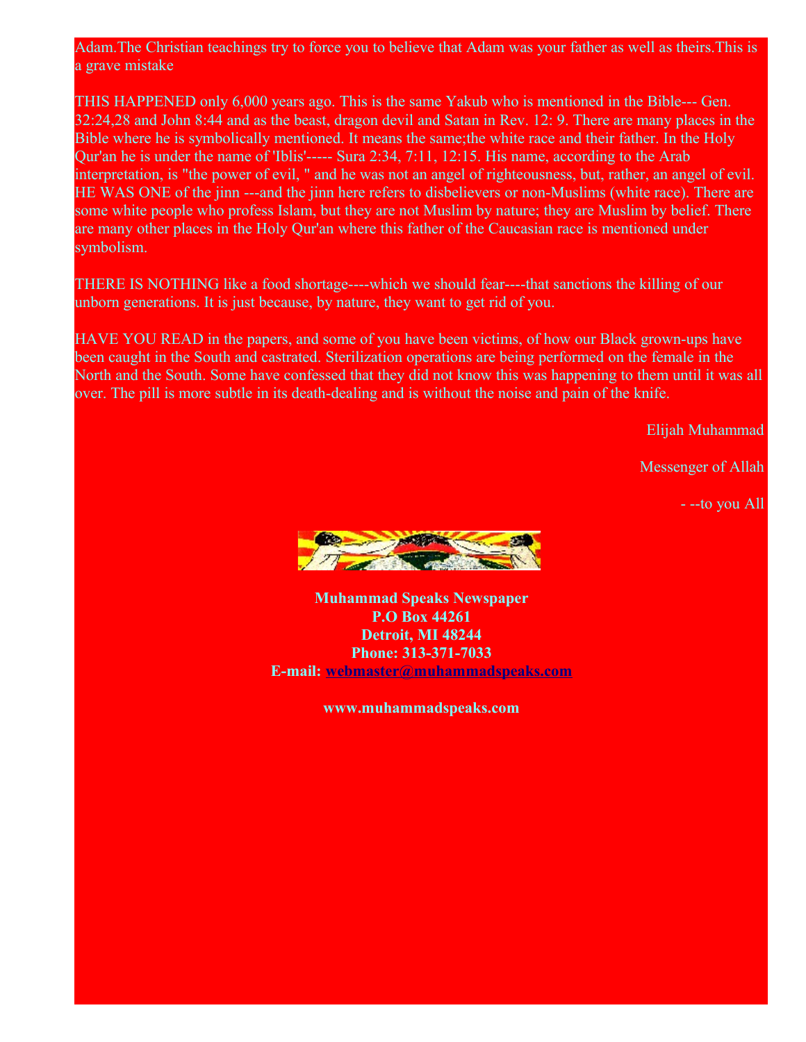Adam.The Christian teachings try to force you to believe that Adam was your father as well as theirs.This is a grave mistake

THIS HAPPENED only 6,000 years ago. This is the same Yakub who is mentioned in the Bible--- Gen. 32:24,28 and John 8:44 and as the beast, dragon devil and Satan in Rev. 12: 9. There are many places in the Bible where he is symbolically mentioned. It means the same;the white race and their father. In the Holy Qur'an he is under the name of 'Iblis'----- Sura 2:34, 7:11, 12:15. His name, according to the Arab interpretation, is "the power of evil, " and he was not an angel of righteousness, but, rather, an angel of evil. HE WAS ONE of the jinn ---and the jinn here refers to disbelievers or non-Muslims (white race). There are some white people who profess Islam, but they are not Muslim by nature; they are Muslim by belief. There are many other places in the Holy Qur'an where this father of the Caucasian race is mentioned under symbolism.

THERE IS NOTHING like a food shortage----which we should fear----that sanctions the killing of our unborn generations. It is just because, by nature, they want to get rid of you.

HAVE YOU READ in the papers, and some of you have been victims, of how our Black grown-ups have been caught in the South and castrated. Sterilization operations are being performed on the female in the North and the South. Some have confessed that they did not know this was happening to them until it was all over. The pill is more subtle in its death-dealing and is without the noise and pain of the knife.

Elijah Muhammad

Messenger of Allah

- --to you All

**Muhammad Speaks Newspaper**
**P.O Box 44261**
**Detroit, MI 48244**
**Phone: 313-371-7033**
**E-mail: webmaster@muhammadspeaks.com**

**www.muhammadspeaks.com**